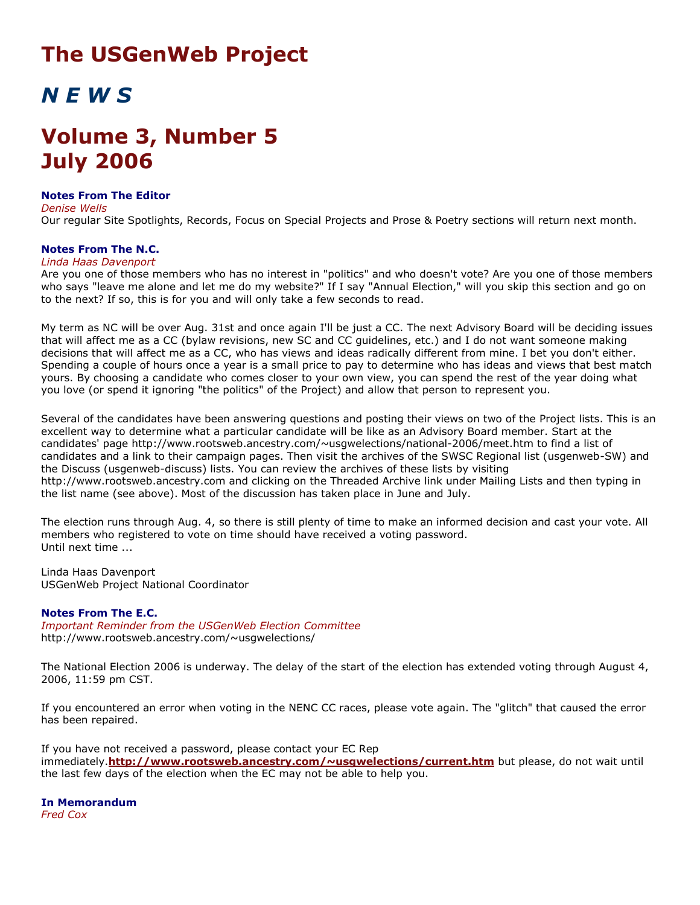# The USGenWeb Project

# *N E W S*

# Volume 3, Number 5
# July 2006

**Notes From The Editor**
*Denise Wells*
Our regular Site Spotlights, Records, Focus on Special Projects and Prose & Poetry sections will return next month.

**Notes From The N.C.**
*Linda Haas Davenport*
Are you one of those members who has no interest in "politics" and who doesn't vote? Are you one of those members who says "leave me alone and let me do my website?" If I say "Annual Election," will you skip this section and go on to the next? If so, this is for you and will only take a few seconds to read.

My term as NC will be over Aug. 31st and once again I'll be just a CC. The next Advisory Board will be deciding issues that will affect me as a CC (bylaw revisions, new SC and CC guidelines, etc.) and I do not want someone making decisions that will affect me as a CC, who has views and ideas radically different from mine. I bet you don't either. Spending a couple of hours once a year is a small price to pay to determine who has ideas and views that best match yours. By choosing a candidate who comes closer to your own view, you can spend the rest of the year doing what you love (or spend it ignoring "the politics" of the Project) and allow that person to represent you.

Several of the candidates have been answering questions and posting their views on two of the Project lists. This is an excellent way to determine what a particular candidate will be like as an Advisory Board member. Start at the candidates' page http://www.rootsweb.ancestry.com/~usgwelections/national-2006/meet.htm to find a list of candidates and a link to their campaign pages. Then visit the archives of the SWSC Regional list (usgenweb-SW) and the Discuss (usgenweb-discuss) lists. You can review the archives of these lists by visiting http://www.rootsweb.ancestry.com and clicking on the Threaded Archive link under Mailing Lists and then typing in the list name (see above). Most of the discussion has taken place in June and July.

The election runs through Aug. 4, so there is still plenty of time to make an informed decision and cast your vote. All members who registered to vote on time should have received a voting password.
Until next time ...

Linda Haas Davenport
USGenWeb Project National Coordinator

**Notes From The E.C.**
*Important Reminder from the USGenWeb Election Committee*
http://www.rootsweb.ancestry.com/~usgwelections/

The National Election 2006 is underway. The delay of the start of the election has extended voting through August 4, 2006, 11:59 pm CST.

If you encountered an error when voting in the NENC CC races, please vote again. The "glitch" that caused the error has been repaired.

If you have not received a password, please contact your EC Rep immediately.**http://www.rootsweb.ancestry.com/~usgwelections/current.htm** but please, do not wait until the last few days of the election when the EC may not be able to help you.

**In Memorandum**
*Fred Cox*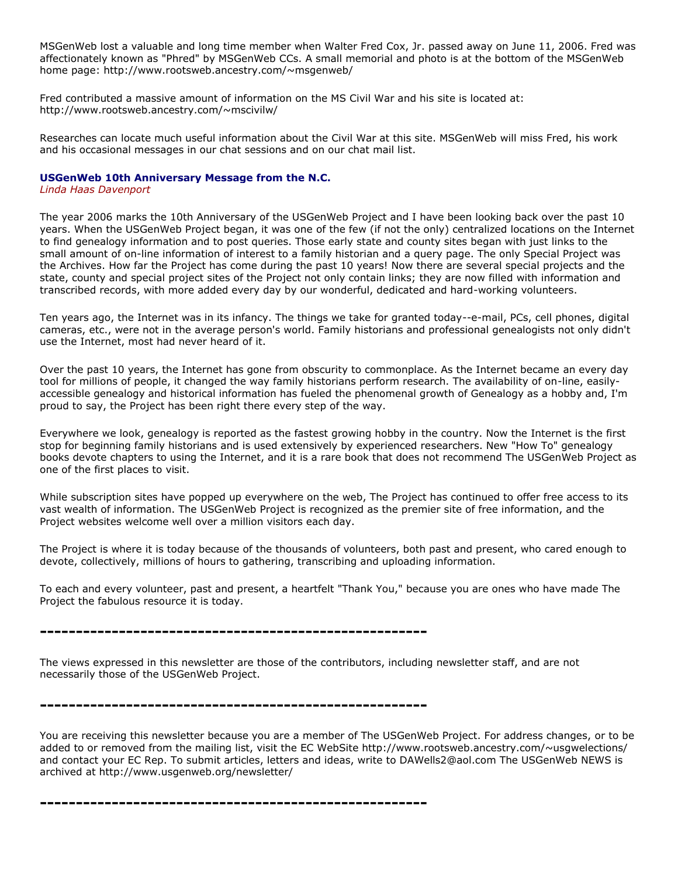MSGenWeb lost a valuable and long time member when Walter Fred Cox, Jr. passed away on June 11, 2006. Fred was affectionately known as "Phred" by MSGenWeb CCs. A small memorial and photo is at the bottom of the MSGenWeb home page: http://www.rootsweb.ancestry.com/~msgenweb/

Fred contributed a massive amount of information on the MS Civil War and his site is located at: http://www.rootsweb.ancestry.com/~mscivilw/

Researches can locate much useful information about the Civil War at this site. MSGenWeb will miss Fred, his work and his occasional messages in our chat sessions and on our chat mail list.

### USGenWeb 10th Anniversary Message from the N.C.

*Linda Haas Davenport*

The year 2006 marks the 10th Anniversary of the USGenWeb Project and I have been looking back over the past 10 years. When the USGenWeb Project began, it was one of the few (if not the only) centralized locations on the Internet to find genealogy information and to post queries. Those early state and county sites began with just links to the small amount of on-line information of interest to a family historian and a query page. The only Special Project was the Archives. How far the Project has come during the past 10 years! Now there are several special projects and the state, county and special project sites of the Project not only contain links; they are now filled with information and transcribed records, with more added every day by our wonderful, dedicated and hard-working volunteers.

Ten years ago, the Internet was in its infancy. The things we take for granted today--e-mail, PCs, cell phones, digital cameras, etc., were not in the average person's world. Family historians and professional genealogists not only didn't use the Internet, most had never heard of it.

Over the past 10 years, the Internet has gone from obscurity to commonplace. As the Internet became an every day tool for millions of people, it changed the way family historians perform research. The availability of on-line, easily-accessible genealogy and historical information has fueled the phenomenal growth of Genealogy as a hobby and, I'm proud to say, the Project has been right there every step of the way.

Everywhere we look, genealogy is reported as the fastest growing hobby in the country. Now the Internet is the first stop for beginning family historians and is used extensively by experienced researchers. New "How To" genealogy books devote chapters to using the Internet, and it is a rare book that does not recommend The USGenWeb Project as one of the first places to visit.

While subscription sites have popped up everywhere on the web, The Project has continued to offer free access to its vast wealth of information. The USGenWeb Project is recognized as the premier site of free information, and the Project websites welcome well over a million visitors each day.

The Project is where it is today because of the thousands of volunteers, both past and present, who cared enough to devote, collectively, millions of hours to gathering, transcribing and uploading information.

To each and every volunteer, past and present, a heartfelt "Thank You," because you are ones who have made The Project the fabulous resource it is today.

---

The views expressed in this newsletter are those of the contributors, including newsletter staff, and are not necessarily those of the USGenWeb Project.

---

You are receiving this newsletter because you are a member of The USGenWeb Project. For address changes, or to be added to or removed from the mailing list, visit the EC WebSite http://www.rootsweb.ancestry.com/~usgwelections/ and contact your EC Rep. To submit articles, letters and ideas, write to DAWells2@aol.com The USGenWeb NEWS is archived at http://www.usgenweb.org/newsletter/

---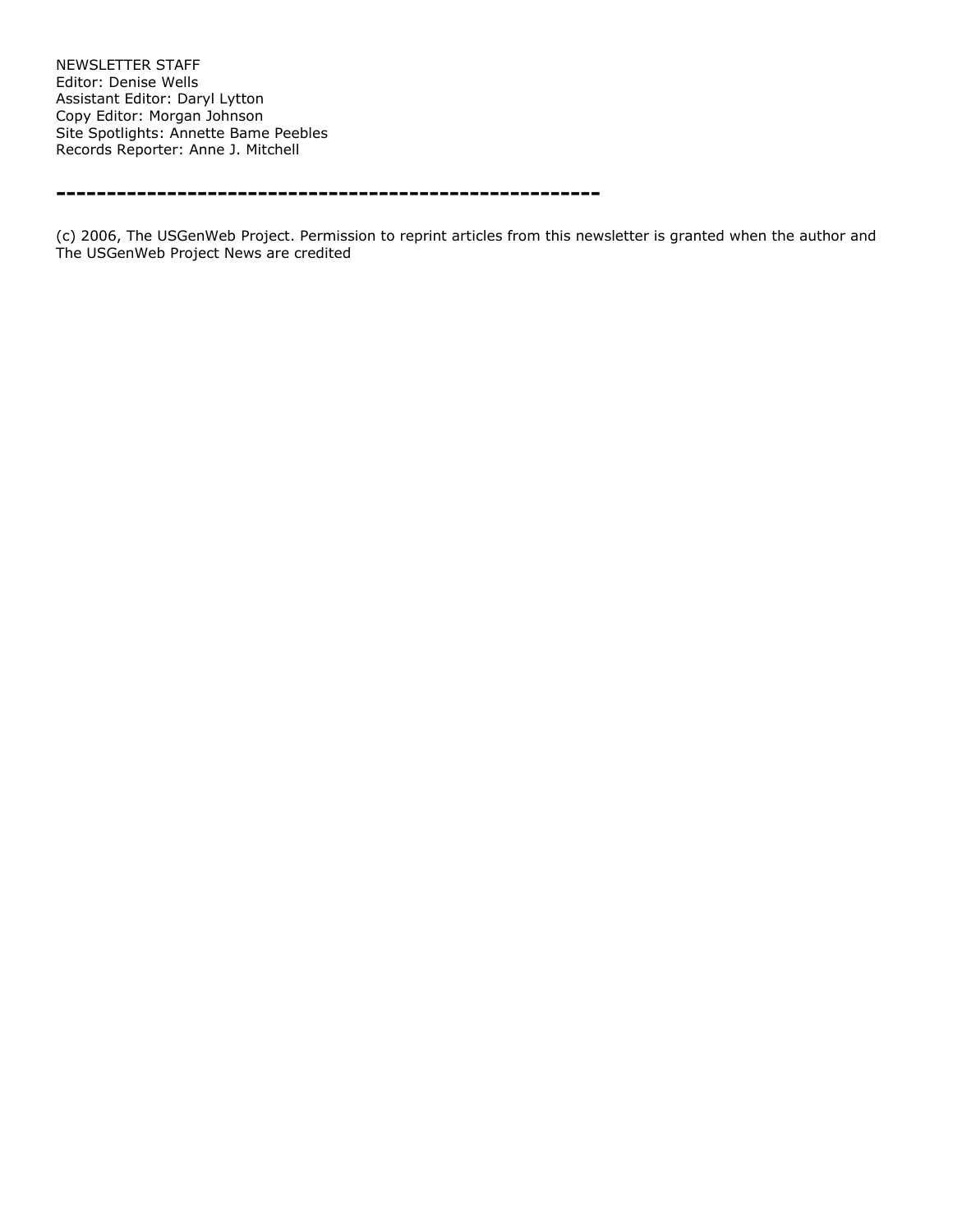NEWSLETTER STAFF
Editor: Denise Wells
Assistant Editor: Daryl Lytton
Copy Editor: Morgan Johnson
Site Spotlights: Annette Bame Peebles
Records Reporter: Anne J. Mitchell

---

(c) 2006, The USGenWeb Project. Permission to reprint articles from this newsletter is granted when the author and The USGenWeb Project News are credited